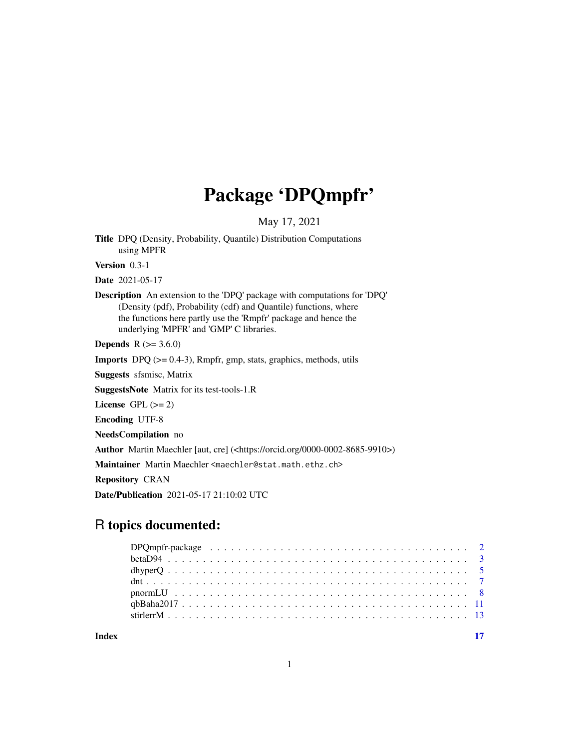# Package 'DPQmpfr'

May 17, 2021

**Title** DPQ (Density, Probability, Quantile) Distribution Computations using MPFR

**Version** 0.3-1

**Date** 2021-05-17

**Description** An extension to the 'DPQ' package with computations for 'DPQ' (Density (pdf), Probability (cdf) and Quantile) functions, where the functions here partly use the 'Rmpfr' package and hence the underlying 'MPFR' and 'GMP' C libraries.

**Depends** R (>= 3.6.0)

**Imports** DPQ (>= 0.4-3), Rmpfr, gmp, stats, graphics, methods, utils

**Suggests** sfsmisc, Matrix

**SuggestsNote** Matrix for its test-tools-1.R

**License** GPL (>= 2)

**Encoding** UTF-8

**NeedsCompilation** no

**Author** Martin Maechler [aut, cre] (<https://orcid.org/0000-0002-8685-9910>)

**Maintainer** Martin Maechler <maechler@stat.math.ethz.ch>

**Repository** CRAN

**Date/Publication** 2021-05-17 21:10:02 UTC

## R topics documented:

| | |
|---|---|
| DPQmpfr-package | 2 |
| betaD94 | 3 |
| dhyperQ | 5 |
| dnt | 7 |
| pnormLU | 8 |
| qbBaha2017 | 11 |
| stirlerrM | 13 |
| **Index** | **17** |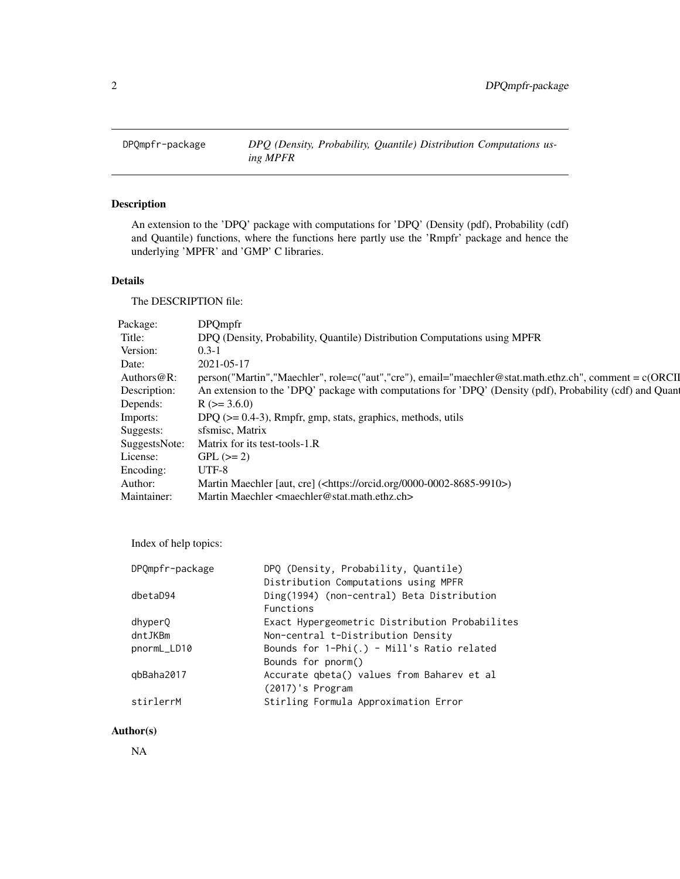| DPQmpfr-package | *DPQ (Density, Probability, Quantile) Distribution Computations using MPFR* |
|---|---|

## Description

An extension to the 'DPQ' package with computations for 'DPQ' (Density (pdf), Probability (cdf) and Quantile) functions, where the functions here partly use the 'Rmpfr' package and hence the underlying 'MPFR' and 'GMP' C libraries.

## Details

The DESCRIPTION file:

| | |
|---|---|
| Package: | DPQmpfr |
| Title: | DPQ (Density, Probability, Quantile) Distribution Computations using MPFR |
| Version: | 0.3-1 |
| Date: | 2021-05-17 |
| Authors@R: | person("Martin","Maechler", role=c("aut","cre"), email="maechler@stat.math.ethz.ch", comment = c(ORCII |
| Description: | An extension to the 'DPQ' package with computations for 'DPQ' (Density (pdf), Probability (cdf) and Quant |
| Depends: | R (>= 3.6.0) |
| Imports: | DPQ (>= 0.4-3), Rmpfr, gmp, stats, graphics, methods, utils |
| Suggests: | sfsmisc, Matrix |
| SuggestsNote: | Matrix for its test-tools-1.R |
| License: | GPL (>= 2) |
| Encoding: | UTF-8 |
| Author: | Martin Maechler [aut, cre] (<https://orcid.org/0000-0002-8685-9910>) |
| Maintainer: | Martin Maechler <maechler@stat.math.ethz.ch> |

Index of help topics:

```
DPQmpfr-package         DPQ (Density, Probability, Quantile)
                        Distribution Computations using MPFR
dbetaD94                Ding(1994) (non-central) Beta Distribution
                        Functions
dhyperQ                 Exact Hypergeometric Distribution Probabilites
dntJKBm                 Non-central t-Distribution Density
pnormL_LD10             Bounds for 1-Phi(.) - Mill's Ratio related
                        Bounds for pnorm()
qbBaha2017              Accurate qbeta() values from Baharev et al
                        (2017)'s Program
stirlerrM               Stirling Formula Approximation Error
```

## Author(s)

NA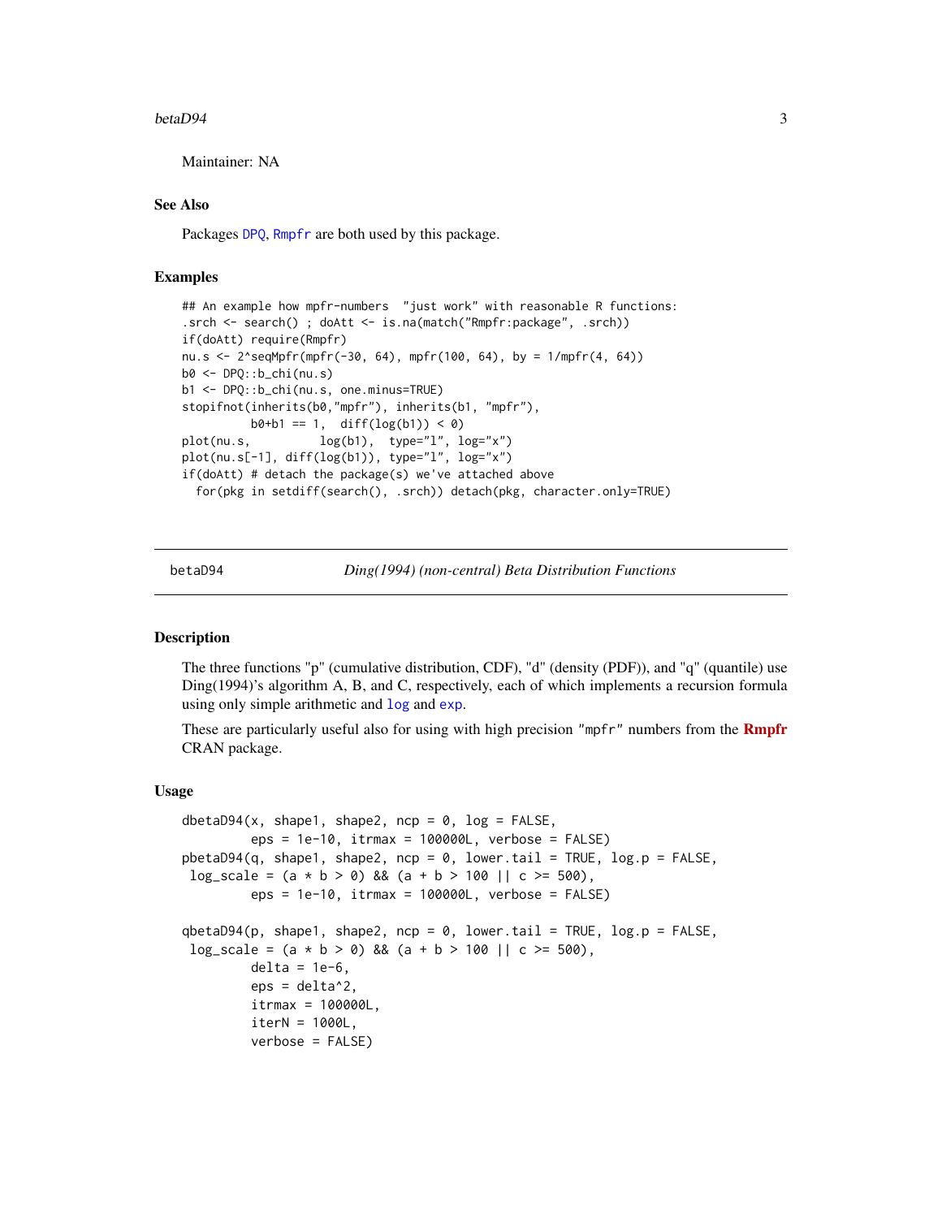Maintainer: NA

## See Also

Packages DPQ, Rmpfr are both used by this package.

## Examples

```
## An example how mpfr-numbers  "just work" with reasonable R functions:
.srch <- search() ; doAtt <- is.na(match("Rmpfr:package", .srch))
if(doAtt) require(Rmpfr)
nu.s <- 2^seqMpfr(mpfr(-30, 64), mpfr(100, 64), by = 1/mpfr(4, 64))
b0 <- DPQ::b_chi(nu.s)
b1 <- DPQ::b_chi(nu.s, one.minus=TRUE)
stopifnot(inherits(b0,"mpfr"), inherits(b1, "mpfr"),
          b0+b1 == 1,  diff(log(b1)) < 0)
plot(nu.s,          log(b1),  type="l", log="x")
plot(nu.s[-1], diff(log(b1)), type="l", log="x")
if(doAtt) # detach the package(s) we've attached above
  for(pkg in setdiff(search(), .srch)) detach(pkg, character.only=TRUE)
```

---

# betaD94 *Ding(1994) (non-central) Beta Distribution Functions*

## Description

The three functions "p" (cumulative distribution, CDF), "d" (density (PDF)), and "q" (quantile) use Ding(1994)'s algorithm A, B, and C, respectively, each of which implements a recursion formula using only simple arithmetic and log and exp.

These are particularly useful also for using with high precision "mpfr" numbers from the **Rmpfr** CRAN package.

## Usage

```
dbetaD94(x, shape1, shape2, ncp = 0, log = FALSE,
         eps = 1e-10, itrmax = 100000L, verbose = FALSE)
pbetaD94(q, shape1, shape2, ncp = 0, lower.tail = TRUE, log.p = FALSE,
 log_scale = (a * b > 0) && (a + b > 100 || c >= 500),
         eps = 1e-10, itrmax = 100000L, verbose = FALSE)

qbetaD94(p, shape1, shape2, ncp = 0, lower.tail = TRUE, log.p = FALSE,
 log_scale = (a * b > 0) && (a + b > 100 || c >= 500),
         delta = 1e-6,
         eps = delta^2,
         itrmax = 100000L,
         iterN = 1000L,
         verbose = FALSE)
```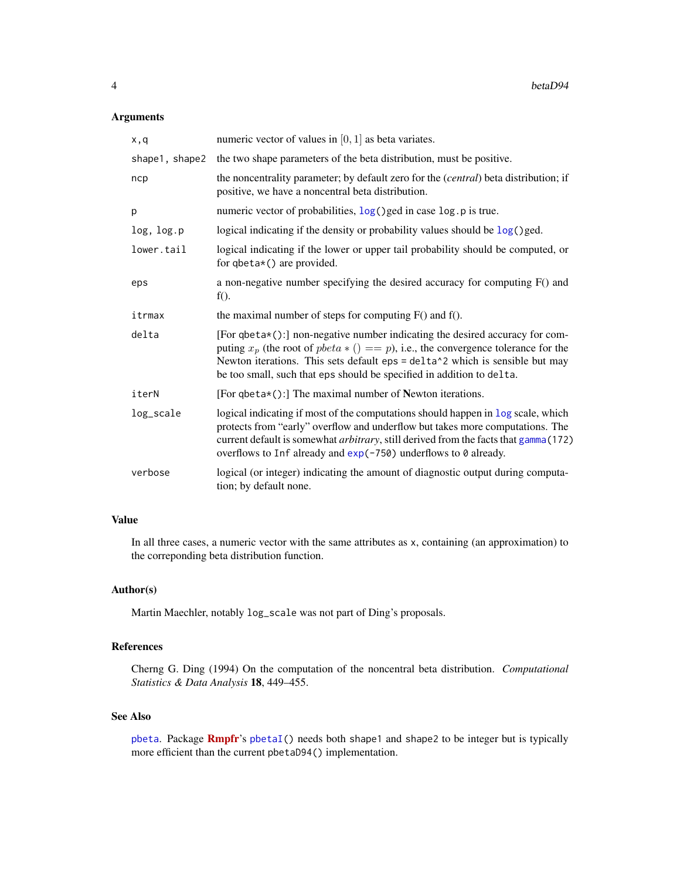## Arguments

| | |
|---|---|
| `x,q` | numeric vector of values in $[0, 1]$ as beta variates. |
| `shape1, shape2` | the two shape parameters of the beta distribution, must be positive. |
| `ncp` | the noncentrality parameter; by default zero for the (*central*) beta distribution; if positive, we have a noncentral beta distribution. |
| `p` | numeric vector of probabilities, `log()`ged in case `log.p` is true. |
| `log, log.p` | logical indicating if the density or probability values should be `log()`ged. |
| `lower.tail` | logical indicating if the lower or upper tail probability should be computed, or for `qbeta*()` are provided. |
| `eps` | a non-negative number specifying the desired accuracy for computing F() and f(). |
| `itrmax` | the maximal number of steps for computing F() and f(). |
| `delta` | [For `qbeta*()`:] non-negative number indicating the desired accuracy for computing $x_p$ (the root of $pbeta*() == p$), i.e., the convergence tolerance for the Newton iterations. This sets default `eps = delta^2` which is sensible but may be too small, such that `eps` should be specified in addition to `delta`. |
| `iterN` | [For `qbeta*()`:] The maximal number of **N**ewton iterations. |
| `log_scale` | logical indicating if most of the computations should happen in `log` scale, which protects from "early" overflow and underflow but takes more computations. The current default is somewhat *arbitrary*, still derived from the facts that `gamma(172)` overflows to `Inf` already and `exp(-750)` underflows to `0` already. |
| `verbose` | logical (or integer) indicating the amount of diagnostic output during computation; by default none. |

## Value

In all three cases, a numeric vector with the same attributes as `x`, containing (an approximation) to the correponding beta distribution function.

## Author(s)

Martin Maechler, notably `log_scale` was not part of Ding's proposals.

## References

Cherng G. Ding (1994) On the computation of the noncentral beta distribution. *Computational Statistics & Data Analysis* **18**, 449–455.

## See Also

`pbeta`. Package **Rmpfr**'s `pbetaI()` needs both `shape1` and `shape2` to be integer but is typically more efficient than the current `pbetaD94()` implementation.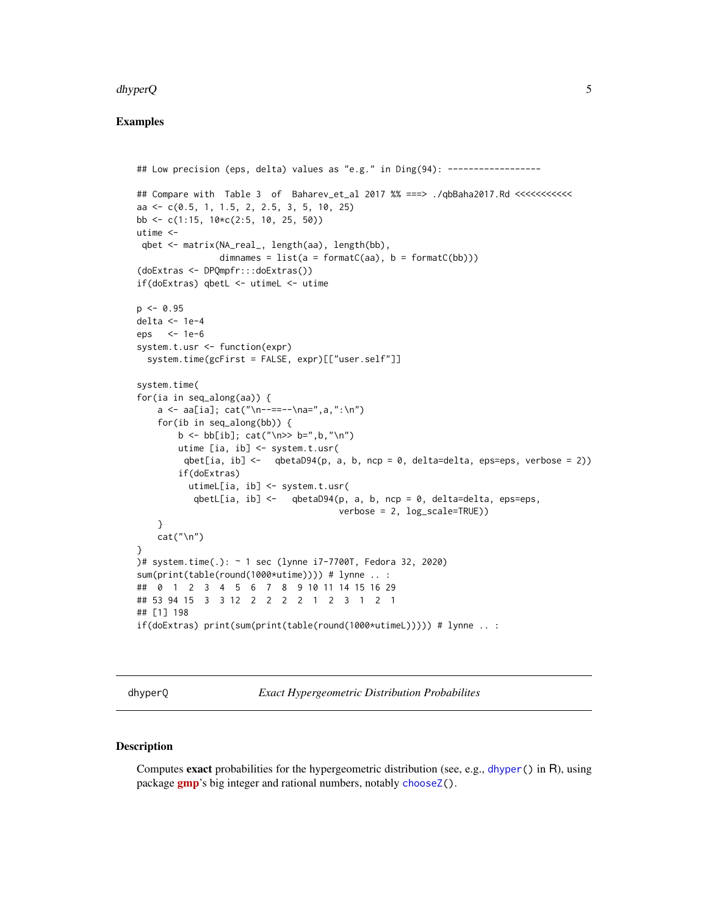## Examples

```
## Low precision (eps, delta) values as "e.g." in Ding(94): ------------------

## Compare with  Table 3  of  Baharev_et_al 2017 %% ===> ./qbBaha2017.Rd <<<<<<<<<<<
aa <- c(0.5, 1, 1.5, 2, 2.5, 3, 5, 10, 25)
bb <- c(1:15, 10*c(2:5, 10, 25, 50))
utime <-
 qbet <- matrix(NA_real_, length(aa), length(bb),
                dimnames = list(a = formatC(aa), b = formatC(bb)))
(doExtras <- DPQmpfr:::doExtras())
if(doExtras) qbetL <- utimeL <- utime

p <- 0.95
delta <- 1e-4
eps   <- 1e-6
system.t.usr <- function(expr)
  system.time(gcFirst = FALSE, expr)[["user.self"]]

system.time(
for(ia in seq_along(aa)) {
    a <- aa[ia]; cat("\n--==--\na=",a,":\n")
    for(ib in seq_along(bb)) {
        b <- bb[ib]; cat("\n>> b=",b,"\n")
        utime [ia, ib] <- system.t.usr(
         qbet[ia, ib] <-   qbetaD94(p, a, b, ncp = 0, delta=delta, eps=eps, verbose = 2))
        if(doExtras)
          utimeL[ia, ib] <- system.t.usr(
           qbetL[ia, ib] <-   qbetaD94(p, a, b, ncp = 0, delta=delta, eps=eps,
                                       verbose = 2, log_scale=TRUE))
    }
    cat("\n")
}
)# system.time(.): ~ 1 sec (lynne i7-7700T, Fedora 32, 2020)
sum(print(table(round(1000*utime)))) # lynne .. :
##  0  1  2  3  4  5  6  7  8  9 10 11 14 15 16 29
## 53 94 15  3  3 12  2  2  2  2  1  2  3  1  2  1
## [1] 198
if(doExtras) print(sum(print(table(round(1000*utimeL))))) # lynne .. :
```

---

`dhyperQ` — *Exact Hypergeometric Distribution Probabilites*

---

## Description

Computes **exact** probabilities for the hypergeometric distribution (see, e.g., `dhyper()` in R), using package **gmp**'s big integer and rational numbers, notably `chooseZ()`.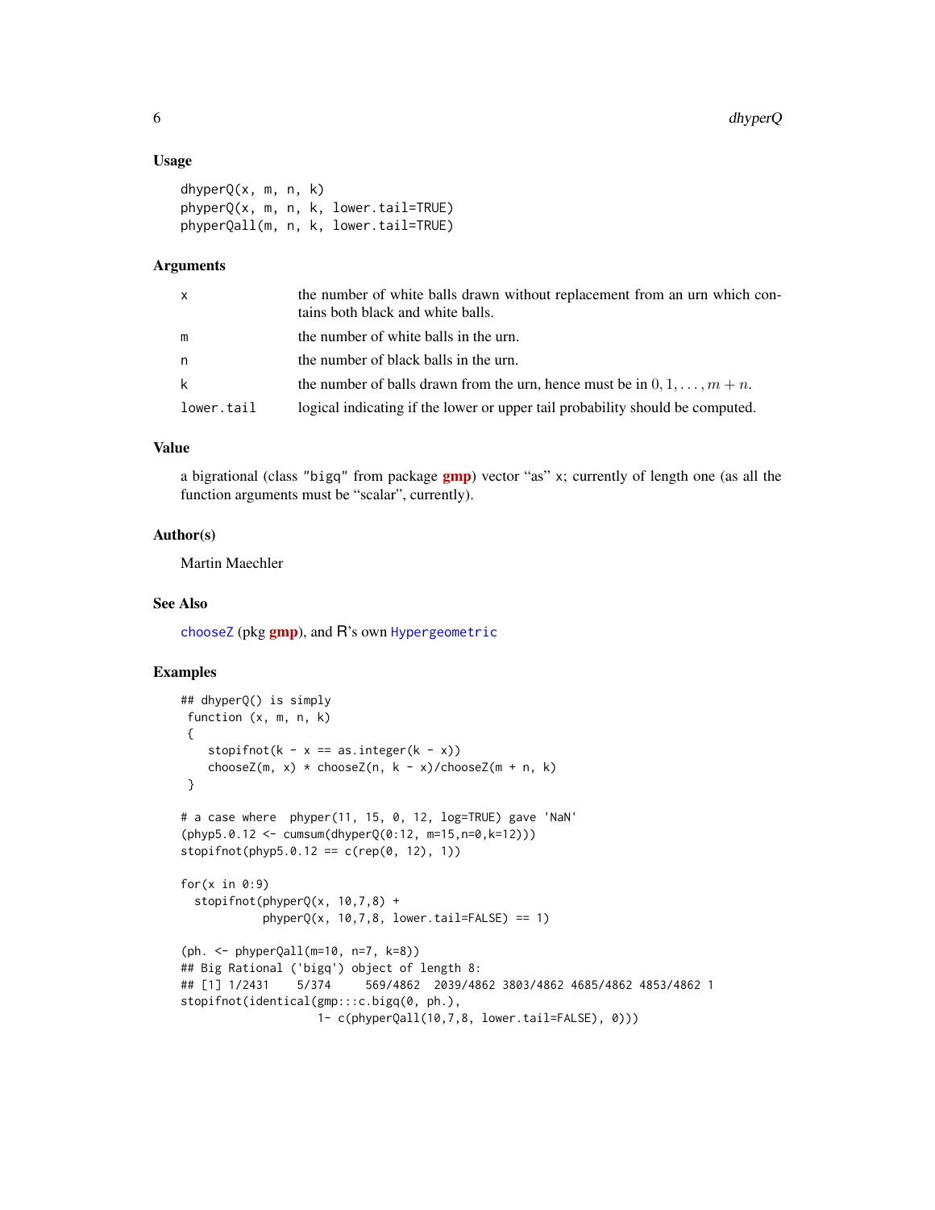### Usage

```
dhyperQ(x, m, n, k)
phyperQ(x, m, n, k, lower.tail=TRUE)
phyperQall(m, n, k, lower.tail=TRUE)
```

### Arguments

| | |
|---|---|
| x | the number of white balls drawn without replacement from an urn which contains both black and white balls. |
| m | the number of white balls in the urn. |
| n | the number of black balls in the urn. |
| k | the number of balls drawn from the urn, hence must be in $0, 1, \ldots, m+n$. |
| lower.tail | logical indicating if the lower or upper tail probability should be computed. |

### Value

a bigrational (class "bigq" from package **gmp**) vector "as" x; currently of length one (as all the function arguments must be "scalar", currently).

### Author(s)

Martin Maechler

### See Also

chooseZ (pkg **gmp**), and R's own Hypergeometric

### Examples

```
## dhyperQ() is simply
 function (x, m, n, k)
 {
    stopifnot(k - x == as.integer(k - x))
    chooseZ(m, x) * chooseZ(n, k - x)/chooseZ(m + n, k)
 }

# a case where  phyper(11, 15, 0, 12, log=TRUE) gave 'NaN'
(phyp5.0.12 <- cumsum(dhyperQ(0:12, m=15,n=0,k=12)))
stopifnot(phyp5.0.12 == c(rep(0, 12), 1))

for(x in 0:9)
  stopifnot(phyperQ(x, 10,7,8) +
            phyperQ(x, 10,7,8, lower.tail=FALSE) == 1)

(ph. <- phyperQall(m=10, n=7, k=8))
## Big Rational ('bigq') object of length 8:
## [1] 1/2431    5/374     569/4862  2039/4862 3803/4862 4685/4862 4853/4862 1
stopifnot(identical(gmp:::c.bigq(0, ph.),
                    1- c(phyperQall(10,7,8, lower.tail=FALSE), 0)))
```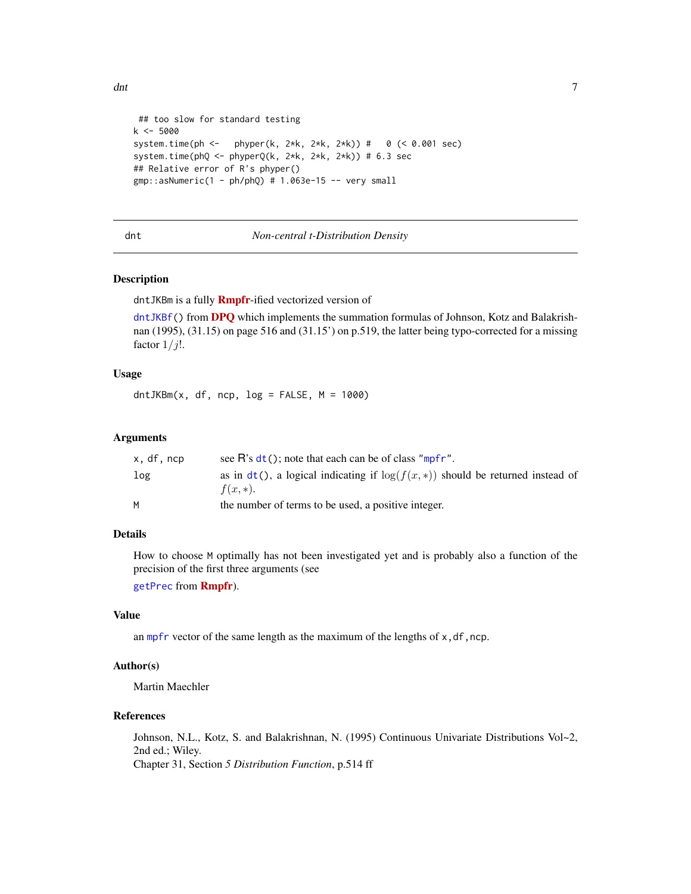```
 ## too slow for standard testing
k <- 5000
system.time(ph <-   phyper(k, 2*k, 2*k, 2*k)) #   0 (< 0.001 sec)
system.time(phQ <- phyperQ(k, 2*k, 2*k, 2*k)) # 6.3 sec
## Relative error of R's phyper()
gmp::asNumeric(1 - ph/phQ) # 1.063e-15 -- very small
```

---

dnt *Non-central t-Distribution Density*

---

## Description

dntJKBm is a fully **Rmpfr**-ified vectorized version of

dntJKBf() from **DPQ** which implements the summation formulas of Johnson, Kotz and Balakrishnan (1995), (31.15) on page 516 and (31.15') on p.519, the latter being typo-corrected for a missing factor $1/j!$.

## Usage

```
dntJKBm(x, df, ncp, log = FALSE, M = 1000)
```

## Arguments

| | |
|---|---|
| x, df, ncp | see R's dt(); note that each can be of class "mpfr". |
| log | as in dt(), a logical indicating if $\log(f(x,*))$ should be returned instead of $f(x,*)$. |
| M | the number of terms to be used, a positive integer. |

## Details

How to choose M optimally has not been investigated yet and is probably also a function of the precision of the first three arguments (see

getPrec from **Rmpfr**).

## Value

an mpfr vector of the same length as the maximum of the lengths of x,df,ncp.

## Author(s)

Martin Maechler

## References

Johnson, N.L., Kotz, S. and Balakrishnan, N. (1995) Continuous Univariate Distributions Vol~2, 2nd ed.; Wiley.
Chapter 31, Section *5 Distribution Function*, p.514 ff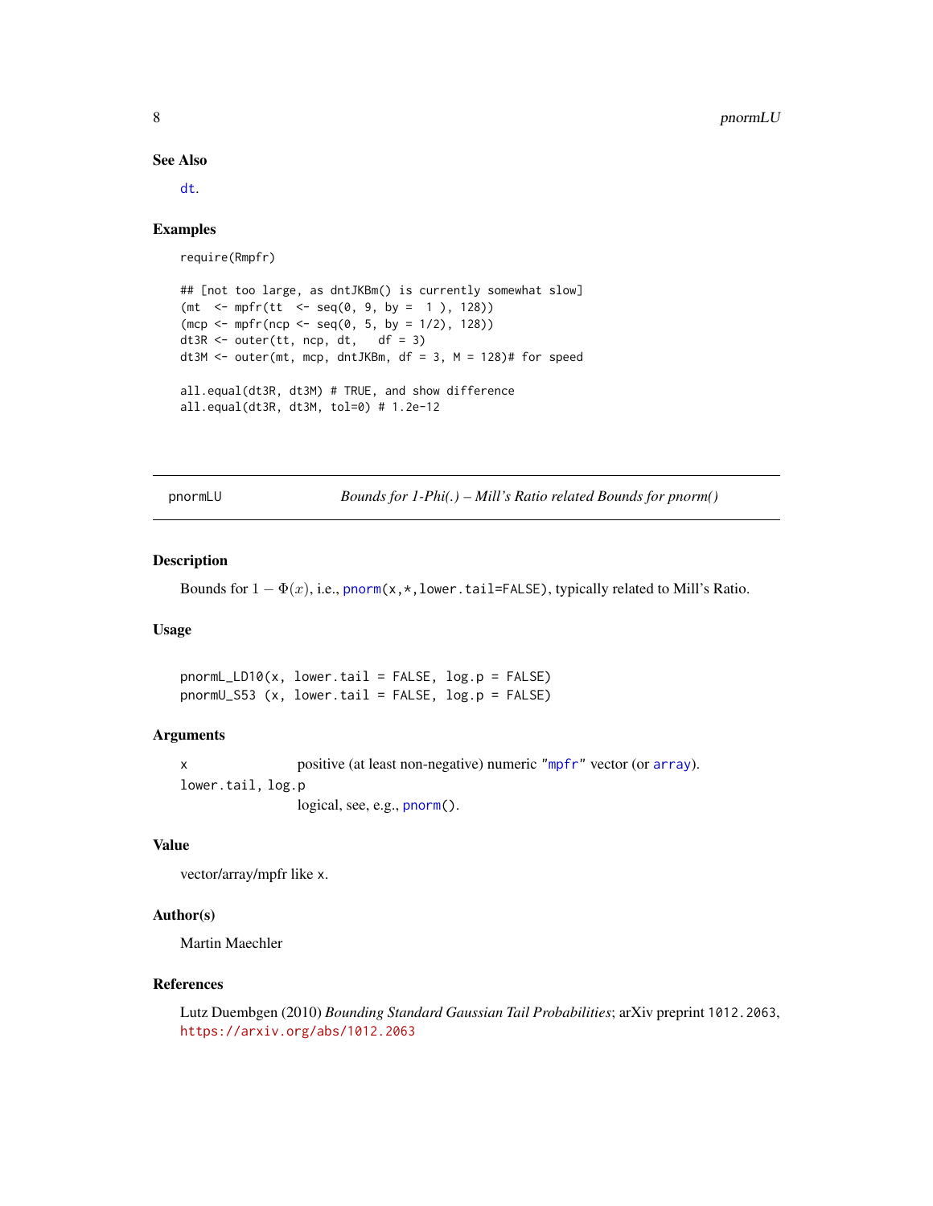## See Also

dt.

## Examples

```
require(Rmpfr)

## [not too large, as dntJKBm() is currently somewhat slow]
(mt  <- mpfr(tt  <- seq(0, 9, by =  1 ), 128))
(mcp <- mpfr(ncp <- seq(0, 5, by = 1/2), 128))
dt3R <- outer(tt, ncp, dt,   df = 3)
dt3M <- outer(mt, mcp, dntJKBm, df = 3, M = 128)# for speed

all.equal(dt3R, dt3M) # TRUE, and show difference
all.equal(dt3R, dt3M, tol=0) # 1.2e-12
```

---

# pnormLU — *Bounds for 1-Phi(.) – Mill's Ratio related Bounds for pnorm()*

## Description

Bounds for $1 - \Phi(x)$, i.e., `pnorm(x,*,lower.tail=FALSE)`, typically related to Mill's Ratio.

## Usage

```
pnormL_LD10(x, lower.tail = FALSE, log.p = FALSE)
pnormU_S53 (x, lower.tail = FALSE, log.p = FALSE)
```

## Arguments

| | |
|---|---|
| `x` | positive (at least non-negative) numeric "`mpfr`" vector (or `array`). |
| `lower.tail, log.p` | logical, see, e.g., `pnorm()`. |

## Value

vector/array/mpfr like `x`.

## Author(s)

Martin Maechler

## References

Lutz Duembgen (2010) *Bounding Standard Gaussian Tail Probabilities*; arXiv preprint `1012.2063`, https://arxiv.org/abs/1012.2063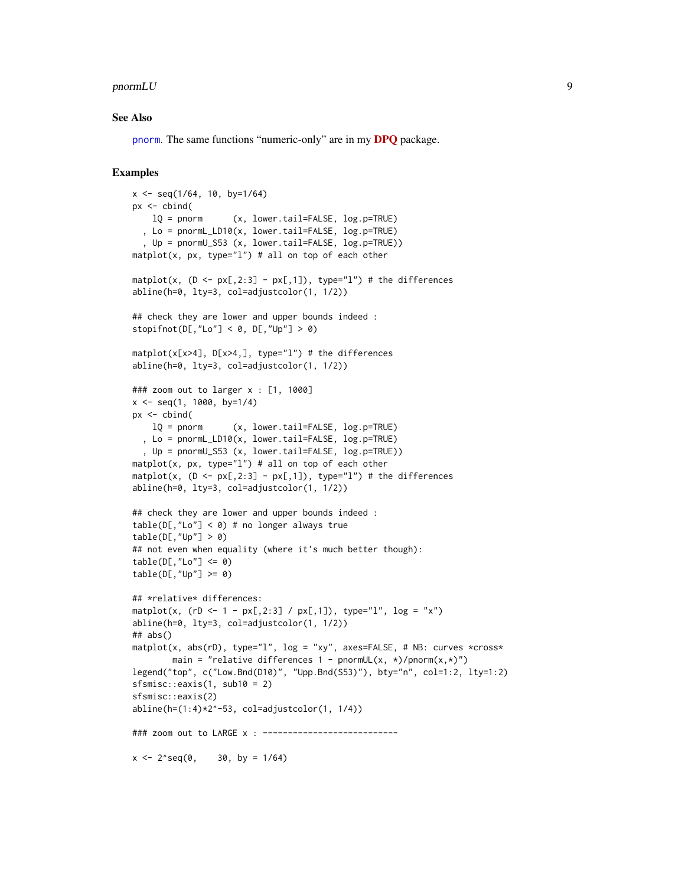## See Also

pnorm. The same functions "numeric-only" are in my **DPQ** package.

## Examples

```
x <- seq(1/64, 10, by=1/64)
px <- cbind(
    lQ = pnorm      (x, lower.tail=FALSE, log.p=TRUE)
  , Lo = pnormL_LD10(x, lower.tail=FALSE, log.p=TRUE)
  , Up = pnormU_S53 (x, lower.tail=FALSE, log.p=TRUE))
matplot(x, px, type="l") # all on top of each other

matplot(x, (D <- px[,2:3] - px[,1]), type="l") # the differences
abline(h=0, lty=3, col=adjustcolor(1, 1/2))

## check they are lower and upper bounds indeed :
stopifnot(D[,"Lo"] < 0, D[,"Up"] > 0)

matplot(x[x>4], D[x>4,], type="l") # the differences
abline(h=0, lty=3, col=adjustcolor(1, 1/2))

### zoom out to larger x : [1, 1000]
x <- seq(1, 1000, by=1/4)
px <- cbind(
    lQ = pnorm      (x, lower.tail=FALSE, log.p=TRUE)
  , Lo = pnormL_LD10(x, lower.tail=FALSE, log.p=TRUE)
  , Up = pnormU_S53 (x, lower.tail=FALSE, log.p=TRUE))
matplot(x, px, type="l") # all on top of each other
matplot(x, (D <- px[,2:3] - px[,1]), type="l") # the differences
abline(h=0, lty=3, col=adjustcolor(1, 1/2))

## check they are lower and upper bounds indeed :
table(D[,"Lo"] < 0) # no longer always true
table(D[,"Up"] > 0)
## not even when equality (where it's much better though):
table(D[,"Lo"] <= 0)
table(D[,"Up"] >= 0)

## *relative* differences:
matplot(x, (rD <- 1 - px[,2:3] / px[,1]), type="l", log = "x")
abline(h=0, lty=3, col=adjustcolor(1, 1/2))
## abs()
matplot(x, abs(rD), type="l", log = "xy", axes=FALSE, # NB: curves *cross*
        main = "relative differences 1 - pnormUL(x, *)/pnorm(x,*)")
legend("top", c("Low.Bnd(D10)", "Upp.Bnd(S53)"), bty="n", col=1:2, lty=1:2)
sfsmisc::eaxis(1, sub10 = 2)
sfsmisc::eaxis(2)
abline(h=(1:4)*2^-53, col=adjustcolor(1, 1/4))

### zoom out to LARGE x : ---------------------------

x <- 2^seq(0,    30, by = 1/64)
```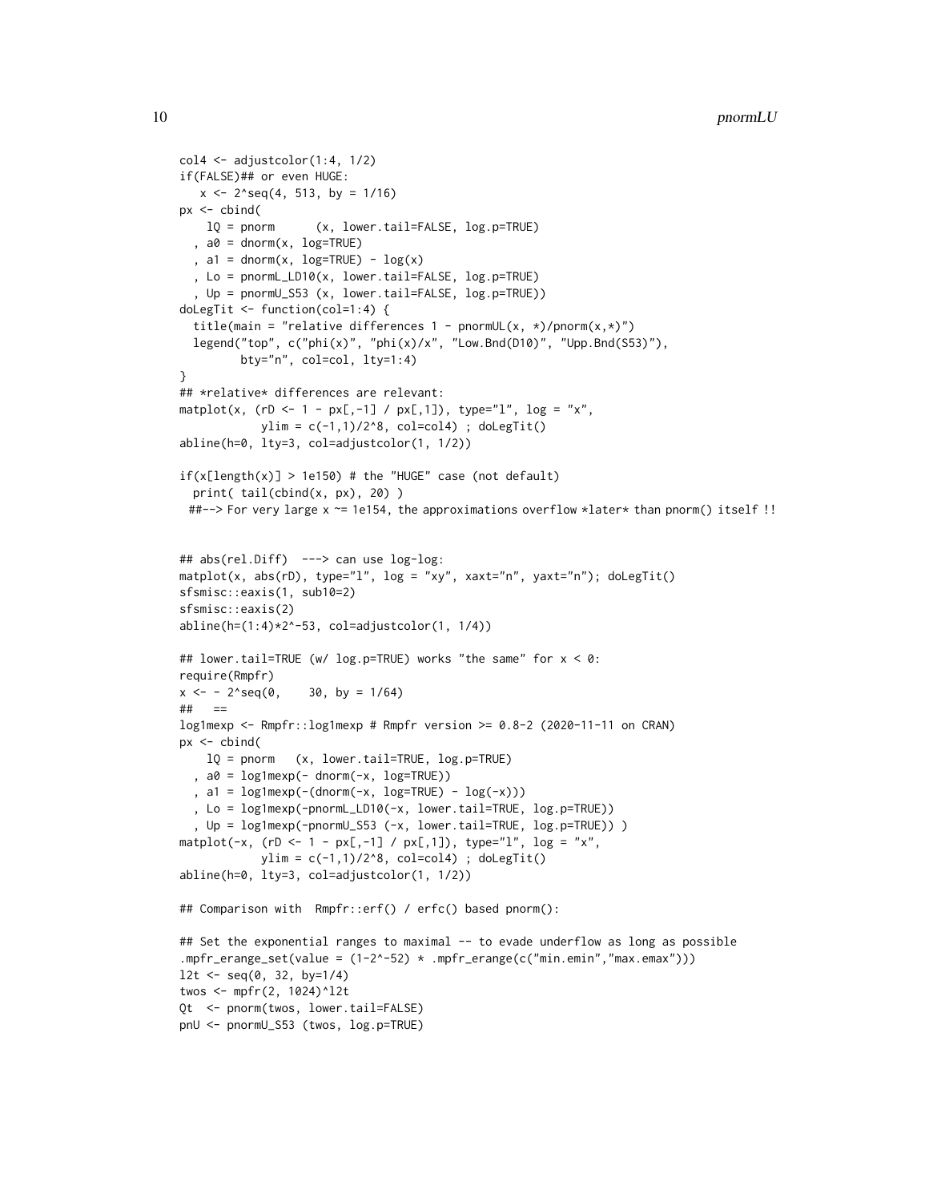```
col4 <- adjustcolor(1:4, 1/2)
if(FALSE)## or even HUGE:
   x <- 2^seq(4, 513, by = 1/16)
px <- cbind(
    lQ = pnorm      (x, lower.tail=FALSE, log.p=TRUE)
  , a0 = dnorm(x, log=TRUE)
  , a1 = dnorm(x, log=TRUE) - log(x)
  , Lo = pnormL_LD10(x, lower.tail=FALSE, log.p=TRUE)
  , Up = pnormU_S53 (x, lower.tail=FALSE, log.p=TRUE))
doLegTit <- function(col=1:4) {
  title(main = "relative differences 1 - pnormUL(x, *)/pnorm(x,*)")
  legend("top", c("phi(x)", "phi(x)/x", "Low.Bnd(D10)", "Upp.Bnd(S53)"),
         bty="n", col=col, lty=1:4)
}
## *relative* differences are relevant:
matplot(x, (rD <- 1 - px[,-1] / px[,1]), type="l", log = "x",
            ylim = c(-1,1)/2^8, col=col4) ; doLegTit()
abline(h=0, lty=3, col=adjustcolor(1, 1/2))

if(x[length(x)] > 1e150) # the "HUGE" case (not default)
  print( tail(cbind(x, px), 20) )
 ##--> For very large x ~= 1e154, the approximations overflow *later* than pnorm() itself !!


## abs(rel.Diff)  ---> can use log-log:
matplot(x, abs(rD), type="l", log = "xy", xaxt="n", yaxt="n"); doLegTit()
sfsmisc::eaxis(1, sub10=2)
sfsmisc::eaxis(2)
abline(h=(1:4)*2^-53, col=adjustcolor(1, 1/4))

## lower.tail=TRUE (w/ log.p=TRUE) works "the same" for x < 0:
require(Rmpfr)
x <- - 2^seq(0,    30, by = 1/64)
##   ==
log1mexp <- Rmpfr::log1mexp # Rmpfr version >= 0.8-2 (2020-11-11 on CRAN)
px <- cbind(
    lQ = pnorm   (x, lower.tail=TRUE, log.p=TRUE)
  , a0 = log1mexp(- dnorm(-x, log=TRUE))
  , a1 = log1mexp(-(dnorm(-x, log=TRUE) - log(-x)))
  , Lo = log1mexp(-pnormL_LD10(-x, lower.tail=TRUE, log.p=TRUE))
  , Up = log1mexp(-pnormU_S53 (-x, lower.tail=TRUE, log.p=TRUE)) )
matplot(-x, (rD <- 1 - px[,-1] / px[,1]), type="l", log = "x",
            ylim = c(-1,1)/2^8, col=col4) ; doLegTit()
abline(h=0, lty=3, col=adjustcolor(1, 1/2))

## Comparison with  Rmpfr::erf() / erfc() based pnorm():

## Set the exponential ranges to maximal -- to evade underflow as long as possible
.mpfr_erange_set(value = (1-2^-52) * .mpfr_erange(c("min.emin","max.emax")))
l2t <- seq(0, 32, by=1/4)
twos <- mpfr(2, 1024)^l2t
Qt  <- pnorm(twos, lower.tail=FALSE)
pnU <- pnormU_S53 (twos, log.p=TRUE)
```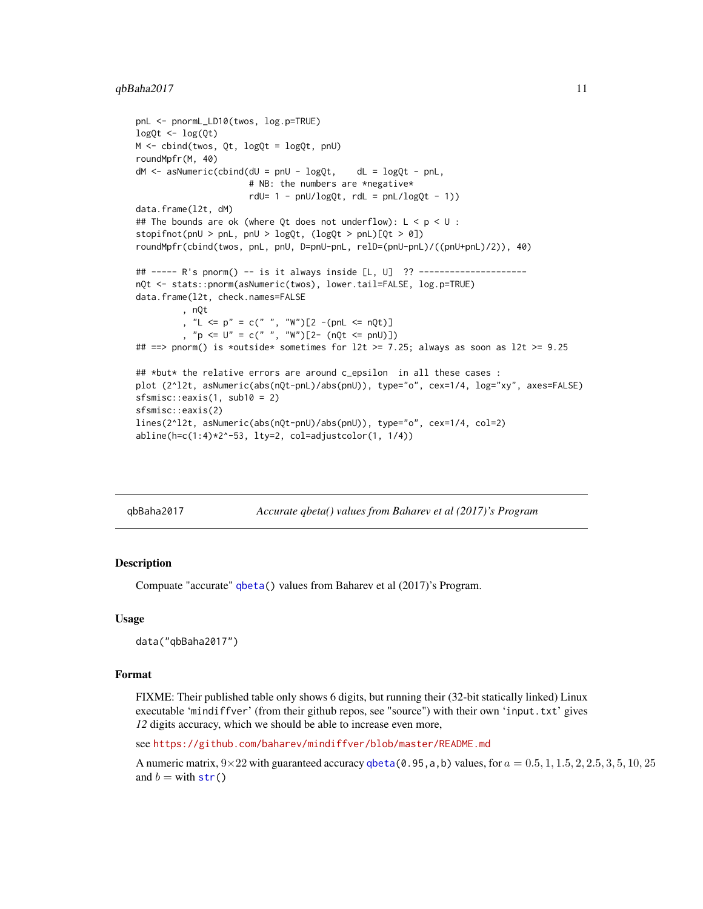```
pnL <- pnormL_LD10(twos, log.p=TRUE)
logQt <- log(Qt)
M <- cbind(twos, Qt, logQt = logQt, pnU)
roundMpfr(M, 40)
dM <- asNumeric(cbind(dU = pnU - logQt,    dL = logQt - pnL,
                      # NB: the numbers are *negative*
                      rdU= 1 - pnU/logQt, rdL = pnL/logQt - 1))
data.frame(l2t, dM)
## The bounds are ok (where Qt does not underflow): L < p < U :
stopifnot(pnU > pnL, pnU > logQt, (logQt > pnL)[Qt > 0])
roundMpfr(cbind(twos, pnL, pnU, D=pnU-pnL, relD=(pnU-pnL)/((pnU+pnL)/2)), 40)

## ----- R's pnorm() -- is it always inside [L, U]  ?? ---------------------
nQt <- stats::pnorm(asNumeric(twos), lower.tail=FALSE, log.p=TRUE)
data.frame(l2t, check.names=FALSE
         , nQt
         , "L <= p" = c(" ", "W")[2 -(pnL <= nQt)]
         , "p <= U" = c(" ", "W")[2- (nQt <= pnU)])
## ==> pnorm() is *outside* sometimes for l2t >= 7.25; always as soon as l2t >= 9.25

## *but* the relative errors are around c_epsilon  in all these cases :
plot (2^l2t, asNumeric(abs(nQt-pnL)/abs(pnU)), type="o", cex=1/4, log="xy", axes=FALSE)
sfsmisc::eaxis(1, sub10 = 2)
sfsmisc::eaxis(2)
lines(2^l2t, asNumeric(abs(nQt-pnU)/abs(pnU)), type="o", cex=1/4, col=2)
abline(h=c(1:4)*2^-53, lty=2, col=adjustcolor(1, 1/4))
```

---

`qbBaha2017` — *Accurate qbeta() values from Baharev et al (2017)'s Program*

---

## Description

Compute "accurate" `qbeta()` values from Baharev et al (2017)'s Program.

## Usage

```
data("qbBaha2017")
```

## Format

FIXME: Their published table only shows 6 digits, but running their (32-bit statically linked) Linux executable '`mindiffver`' (from their github repos, see "source") with their own '`input.txt`' gives *12* digits accuracy, which we should be able to increase even more,

see https://github.com/baharev/mindiffver/blob/master/README.md

A numeric matrix, $9 \times 22$ with guaranteed accuracy `qbeta(0.95,a,b)` values, for $a = 0.5, 1, 1.5, 2, 2.5, 3, 5, 10, 25$ and $b =$ with `str()`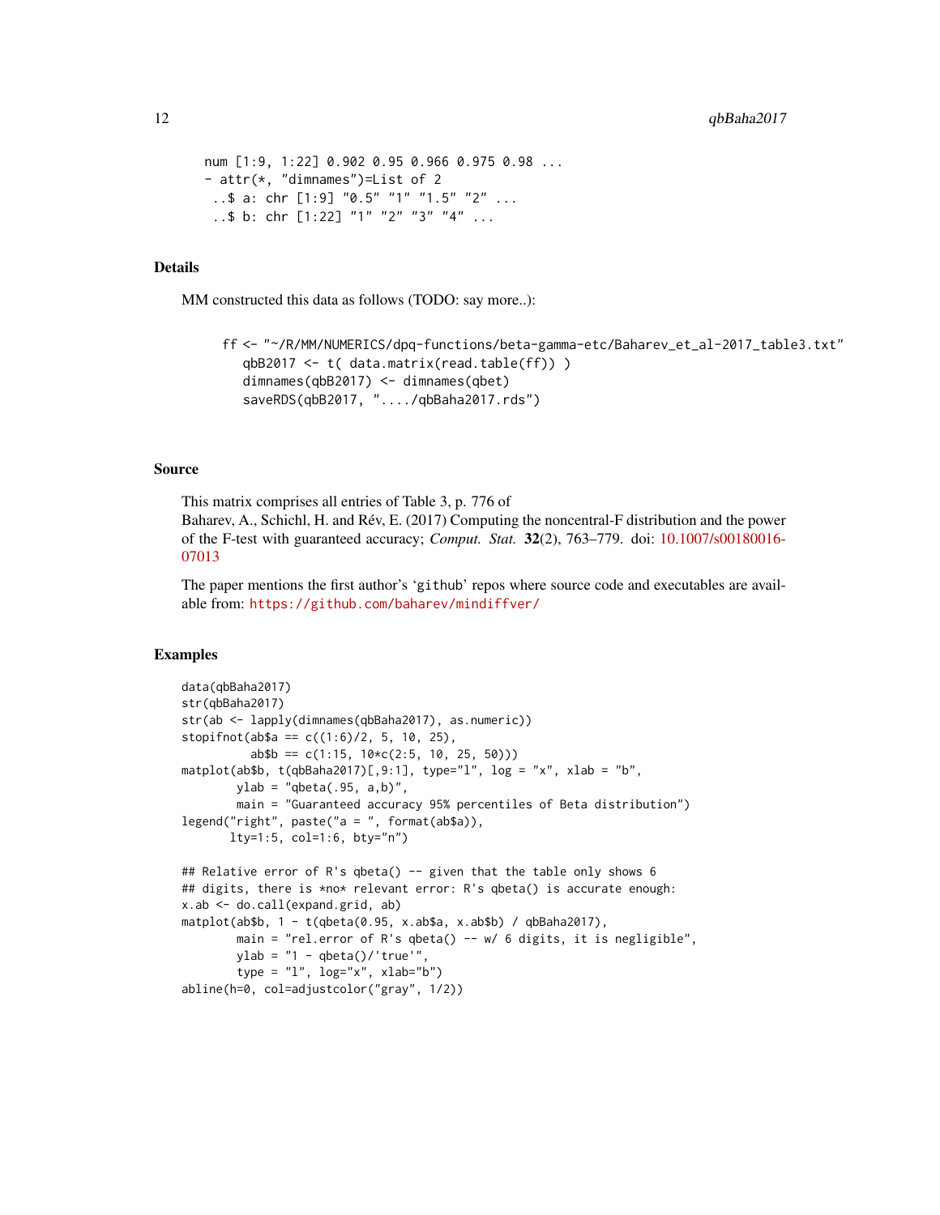```
num [1:9, 1:22] 0.902 0.95 0.966 0.975 0.98 ...
- attr(*, "dimnames")=List of 2
 ..$ a: chr [1:9] "0.5" "1" "1.5" "2" ...
 ..$ b: chr [1:22] "1" "2" "3" "4" ...
```

## Details

MM constructed this data as follows (TODO: say more..):

```
ff <- "~/R/MM/NUMERICS/dpq-functions/beta-gamma-etc/Baharev_et_al-2017_table3.txt"
   qbB2017 <- t( data.matrix(read.table(ff)) )
   dimnames(qbB2017) <- dimnames(qbet)
   saveRDS(qbB2017, "..../qbBaha2017.rds")
```

## Source

This matrix comprises all entries of Table 3, p. 776 of
Baharev, A., Schichl, H. and Rév, E. (2017) Computing the noncentral-F distribution and the power of the F-test with guaranteed accuracy; *Comput. Stat.* **32**(2), 763–779. doi: 10.1007/s00180016-07013

The paper mentions the first author's 'github' repos where source code and executables are available from: https://github.com/baharev/mindiffver/

## Examples

```
data(qbBaha2017)
str(qbBaha2017)
str(ab <- lapply(dimnames(qbBaha2017), as.numeric))
stopifnot(ab$a == c((1:6)/2, 5, 10, 25),
          ab$b == c(1:15, 10*c(2:5, 10, 25, 50)))
matplot(ab$b, t(qbBaha2017)[,9:1], type="l", log = "x", xlab = "b",
        ylab = "qbeta(.95, a,b)",
        main = "Guaranteed accuracy 95% percentiles of Beta distribution")
legend("right", paste("a = ", format(ab$a)),
       lty=1:5, col=1:6, bty="n")

## Relative error of R's qbeta() -- given that the table only shows 6
## digits, there is *no* relevant error: R's qbeta() is accurate enough:
x.ab <- do.call(expand.grid, ab)
matplot(ab$b, 1 - t(qbeta(0.95, x.ab$a, x.ab$b) / qbBaha2017),
        main = "rel.error of R's qbeta() -- w/ 6 digits, it is negligible",
        ylab = "1 - qbeta()/'true'",
        type = "l", log="x", xlab="b")
abline(h=0, col=adjustcolor("gray", 1/2))
```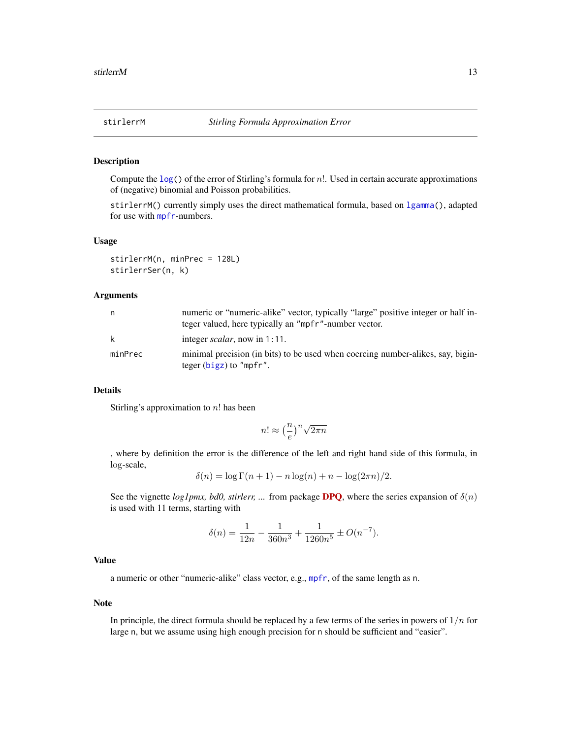## stirlerrM — *Stirling Formula Approximation Error*

### Description

Compute the `log()` of the error of Stirling's formula for $n!$. Used in certain accurate approximations of (negative) binomial and Poisson probabilities.

`stirlerrM()` currently simply uses the direct mathematical formula, based on `lgamma()`, adapted for use with `mpfr`-numbers.

### Usage

```
stirlerrM(n, minPrec = 128L)
stirlerrSer(n, k)
```

### Arguments

| | |
|---|---|
| `n` | numeric or "numeric-alike" vector, typically "large" positive integer or half integer valued, here typically an `"mpfr"`-number vector. |
| `k` | integer *scalar*, now in `1:11`. |
| `minPrec` | minimal precision (in bits) to be used when coercing number-alikes, say, biginteger (`bigz`) to `"mpfr"`. |

### Details

Stirling's approximation to $n!$ has been

$$n! \approx \left(\frac{n}{e}\right)^n \sqrt{2\pi n}$$

, where by definition the error is the difference of the left and right hand side of this formula, in log-scale,

$$\delta(n) = \log\Gamma(n+1) - n\log(n) + n - \log(2\pi n)/2.$$

See the vignette *log1pmx, bd0, stirlerr, ...* from package **DPQ**, where the series expansion of $\delta(n)$ is used with 11 terms, starting with

$$\delta(n) = \frac{1}{12n} - \frac{1}{360n^3} + \frac{1}{1260n^5} \pm O(n^{-7}).$$

### Value

a numeric or other "numeric-alike" class vector, e.g., `mpfr`, of the same length as `n`.

### Note

In principle, the direct formula should be replaced by a few terms of the series in powers of $1/n$ for large `n`, but we assume using high enough precision for `n` should be sufficient and "easier".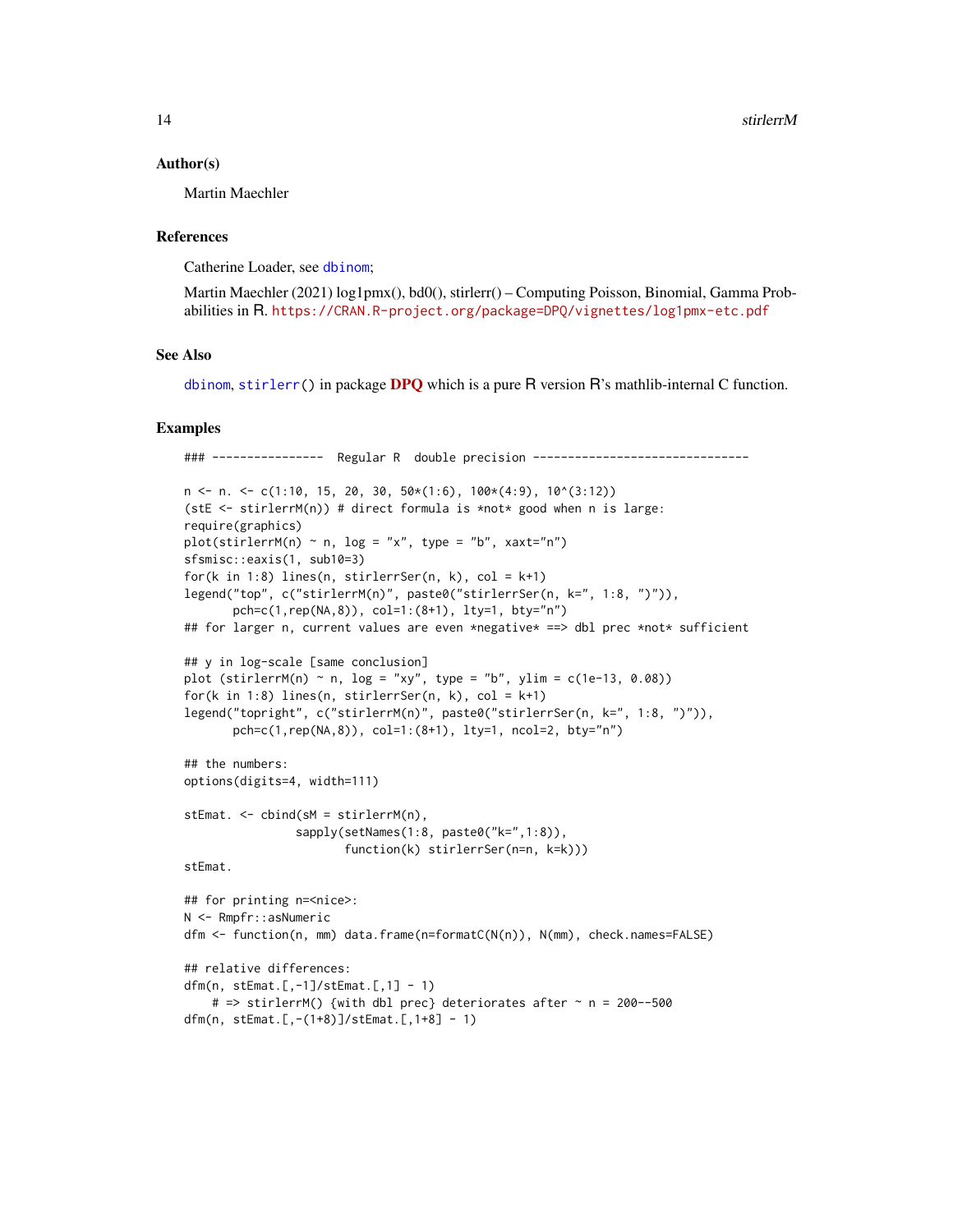## Author(s)

Martin Maechler

## References

Catherine Loader, see dbinom;

Martin Maechler (2021) log1pmx(), bd0(), stirlerr() – Computing Poisson, Binomial, Gamma Probabilities in R. https://CRAN.R-project.org/package=DPQ/vignettes/log1pmx-etc.pdf

## See Also

dbinom, stirlerr() in package **DPQ** which is a pure R version R's mathlib-internal C function.

## Examples

```
### ----------------  Regular R  double precision -------------------------------

n <- n. <- c(1:10, 15, 20, 30, 50*(1:6), 100*(4:9), 10^(3:12))
(stE <- stirlerrM(n)) # direct formula is *not* good when n is large:
require(graphics)
plot(stirlerrM(n) ~ n, log = "x", type = "b", xaxt="n")
sfsmisc::eaxis(1, sub10=3)
for(k in 1:8) lines(n, stirlerrSer(n, k), col = k+1)
legend("top", c("stirlerrM(n)", paste0("stirlerrSer(n, k=", 1:8, ")")),
       pch=c(1,rep(NA,8)), col=1:(8+1), lty=1, bty="n")
## for larger n, current values are even *negative* ==> dbl prec *not* sufficient

## y in log-scale [same conclusion]
plot (stirlerrM(n) ~ n, log = "xy", type = "b", ylim = c(1e-13, 0.08))
for(k in 1:8) lines(n, stirlerrSer(n, k), col = k+1)
legend("topright", c("stirlerrM(n)", paste0("stirlerrSer(n, k=", 1:8, ")")),
       pch=c(1,rep(NA,8)), col=1:(8+1), lty=1, ncol=2, bty="n")

## the numbers:
options(digits=4, width=111)

stEmat. <- cbind(sM = stirlerrM(n),
               sapply(setNames(1:8, paste0("k=",1:8)),
                      function(k) stirlerrSer(n=n, k=k)))
stEmat.

## for printing n=<nice>:
N <- Rmpfr::asNumeric
dfm <- function(n, mm) data.frame(n=formatC(N(n)), N(mm), check.names=FALSE)

## relative differences:
dfm(n, stEmat.[,-1]/stEmat.[,1] - 1)
    # => stirlerrM() {with dbl prec} deteriorates after ~ n = 200--500
dfm(n, stEmat.[,-(1+8)]/stEmat.[,1+8] - 1)
```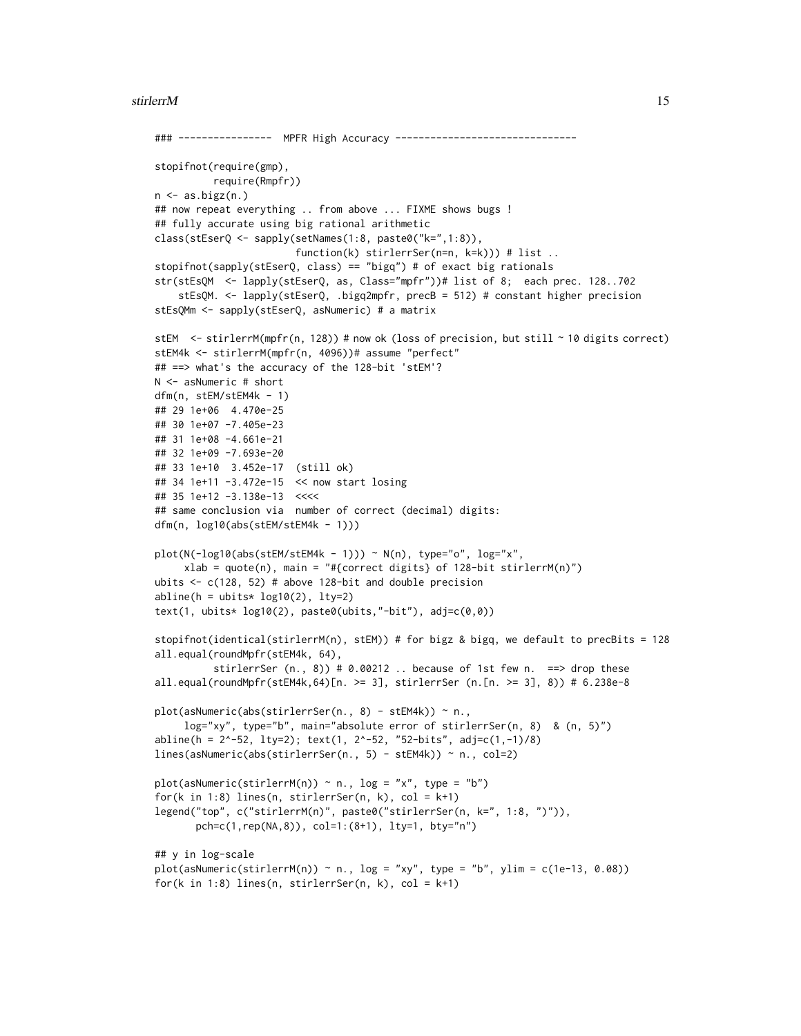```
### ----------------  MPFR High Accuracy -------------------------------

stopifnot(require(gmp),
          require(Rmpfr))
n <- as.bigz(n.)
## now repeat everything .. from above ... FIXME shows bugs !
## fully accurate using big rational arithmetic
class(stEserQ <- sapply(setNames(1:8, paste0("k=",1:8)),
                        function(k) stirlerrSer(n=n, k=k))) # list ..
stopifnot(sapply(stEserQ, class) == "bigq") # of exact big rationals
str(stEsQM  <- lapply(stEserQ, as, Class="mpfr"))# list of 8;  each prec. 128..702
    stEsQM. <- lapply(stEserQ, .bigq2mpfr, precB = 512) # constant higher precision
stEsQMm <- sapply(stEserQ, asNumeric) # a matrix

stEM  <- stirlerrM(mpfr(n, 128)) # now ok (loss of precision, but still ~ 10 digits correct)
stEM4k <- stirlerrM(mpfr(n, 4096))# assume "perfect"
## ==> what's the accuracy of the 128-bit 'stEM'?
N <- asNumeric # short
dfm(n, stEM/stEM4k - 1)
## 29 1e+06  4.470e-25
## 30 1e+07 -7.405e-23
## 31 1e+08 -4.661e-21
## 32 1e+09 -7.693e-20
## 33 1e+10  3.452e-17  (still ok)
## 34 1e+11 -3.472e-15  << now start losing
## 35 1e+12 -3.138e-13  <<<<
## same conclusion via  number of correct (decimal) digits:
dfm(n, log10(abs(stEM/stEM4k - 1)))

plot(N(-log10(abs(stEM/stEM4k - 1))) ~ N(n), type="o", log="x",
     xlab = quote(n), main = "#{correct digits} of 128-bit stirlerrM(n)")
ubits <- c(128, 52) # above 128-bit and double precision
abline(h = ubits* log10(2), lty=2)
text(1, ubits* log10(2), paste0(ubits,"-bit"), adj=c(0,0))

stopifnot(identical(stirlerrM(n), stEM)) # for bigz & bigq, we default to precBits = 128
all.equal(roundMpfr(stEM4k, 64),
          stirlerrSer (n., 8)) # 0.00212 .. because of 1st few n.  ==> drop these
all.equal(roundMpfr(stEM4k,64)[n. >= 3], stirlerrSer (n.[n. >= 3], 8)) # 6.238e-8

plot(asNumeric(abs(stirlerrSer(n., 8) - stEM4k)) ~ n.,
     log="xy", type="b", main="absolute error of stirlerrSer(n, 8)  & (n, 5)")
abline(h = 2^-52, lty=2); text(1, 2^-52, "52-bits", adj=c(1,-1)/8)
lines(asNumeric(abs(stirlerrSer(n., 5) - stEM4k)) ~ n., col=2)

plot(asNumeric(stirlerrM(n)) ~ n., log = "x", type = "b")
for(k in 1:8) lines(n, stirlerrSer(n, k), col = k+1)
legend("top", c("stirlerrM(n)", paste0("stirlerrSer(n, k=", 1:8, ")")),
       pch=c(1,rep(NA,8)), col=1:(8+1), lty=1, bty="n")

## y in log-scale
plot(asNumeric(stirlerrM(n)) ~ n., log = "xy", type = "b", ylim = c(1e-13, 0.08))
for(k in 1:8) lines(n, stirlerrSer(n, k), col = k+1)
```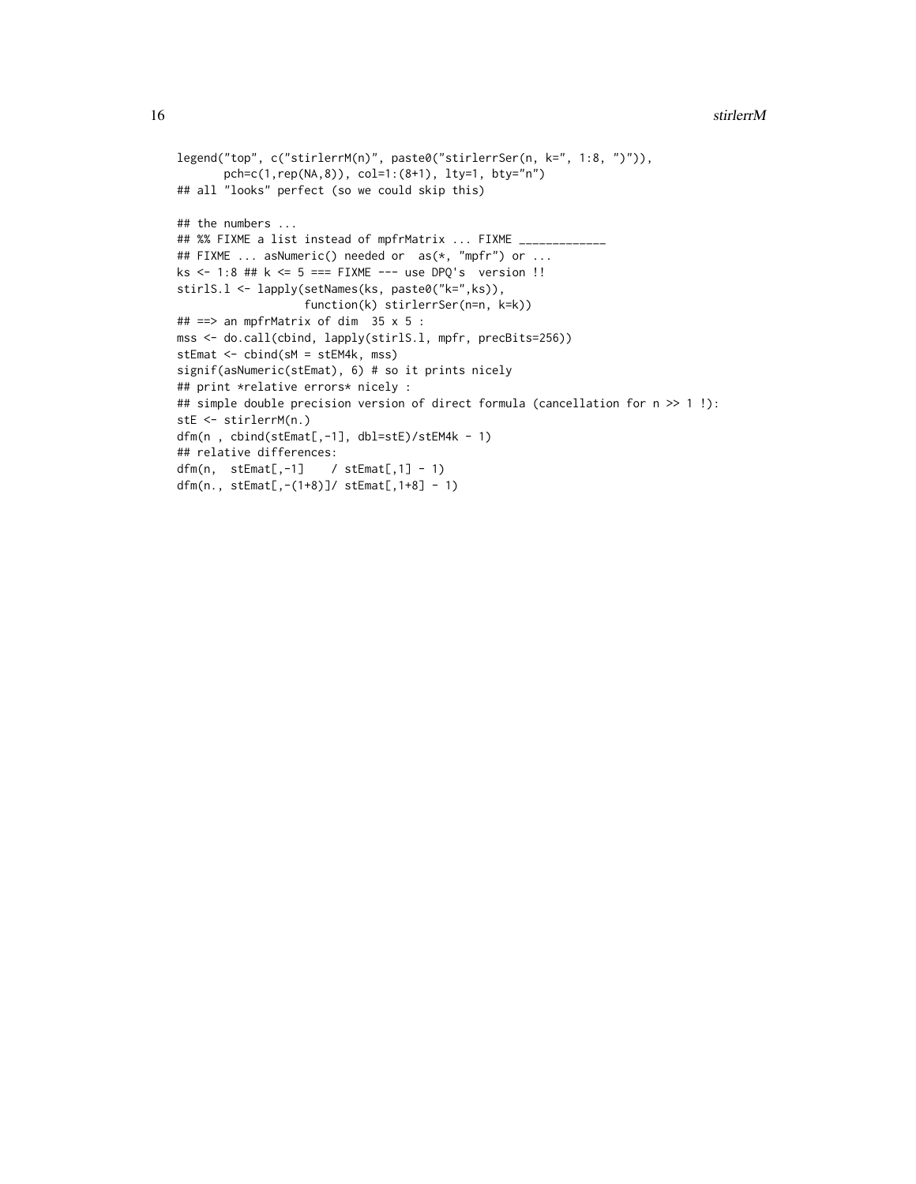```
legend("top", c("stirlerrM(n)", paste0("stirlerrSer(n, k=", 1:8, ")")),
       pch=c(1,rep(NA,8)), col=1:(8+1), lty=1, bty="n")
## all "looks" perfect (so we could skip this)

## the numbers ...
## %% FIXME a list instead of mpfrMatrix ... FIXME _____________
## FIXME ... asNumeric() needed or  as(*, "mpfr") or ...
ks <- 1:8 ## k <= 5 === FIXME --- use DPQ's  version !!
stirlS.l <- lapply(setNames(ks, paste0("k=",ks)),
                   function(k) stirlerrSer(n=n, k=k))
## ==> an mpfrMatrix of dim  35 x 5 :
mss <- do.call(cbind, lapply(stirlS.l, mpfr, precBits=256))
stEmat <- cbind(sM = stEM4k, mss)
signif(asNumeric(stEmat), 6) # so it prints nicely
## print *relative errors* nicely :
## simple double precision version of direct formula (cancellation for n >> 1 !):
stE <- stirlerrM(n.)
dfm(n , cbind(stEmat[,-1], dbl=stE)/stEM4k - 1)
## relative differences:
dfm(n,  stEmat[,-1]    / stEmat[,1] - 1)
dfm(n., stEmat[,-(1+8)]/ stEmat[,1+8] - 1)
```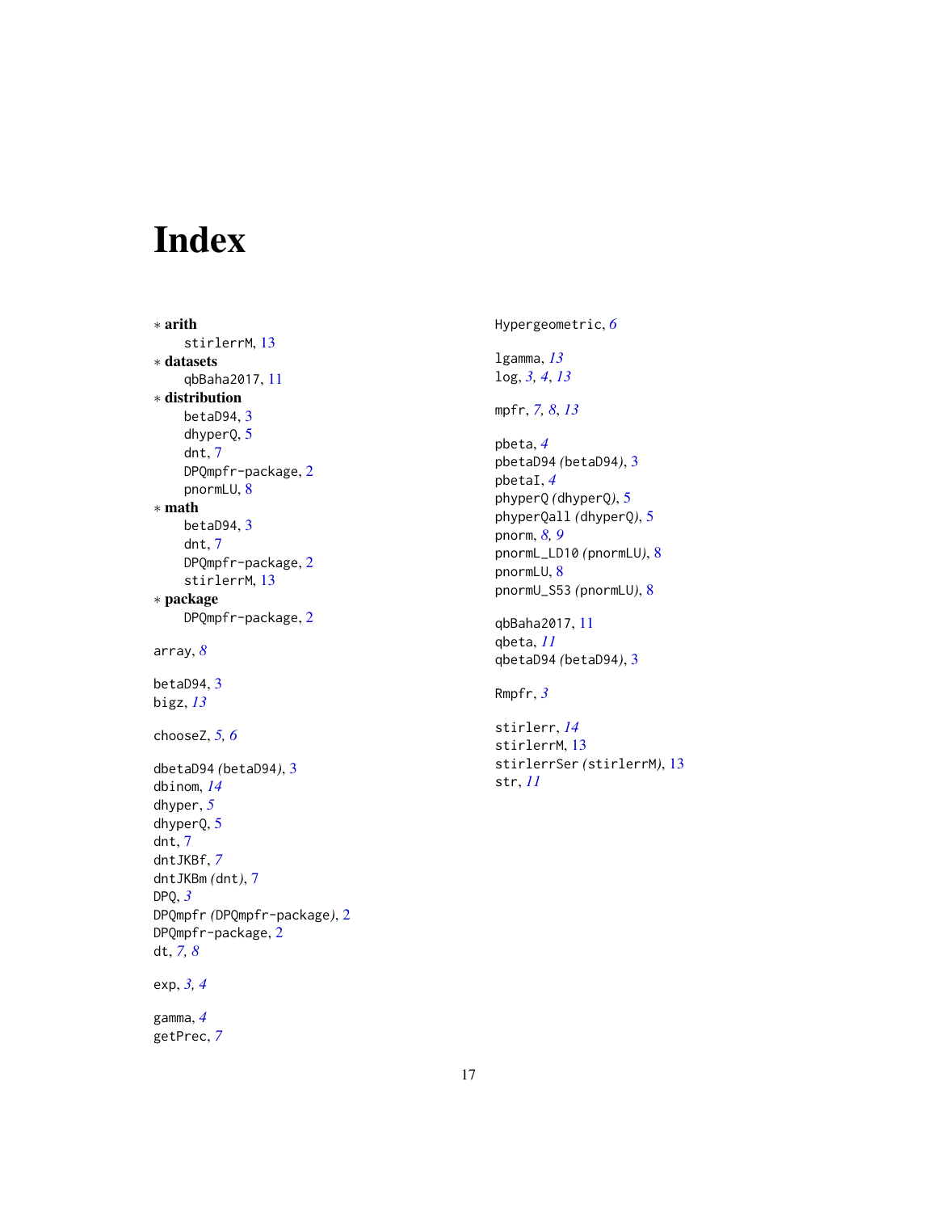# Index

* **arith**
  - stirlerrM, 13
* **datasets**
  - qbBaha2017, 11
* **distribution**
  - betaD94, 3
  - dhyperQ, 5
  - dnt, 7
  - DPQmpfr-package, 2
  - pnormLU, 8
* **math**
  - betaD94, 3
  - dnt, 7
  - DPQmpfr-package, 2
  - stirlerrM, 13
* **package**
  - DPQmpfr-package, 2

array, *8*

betaD94, 3
bigz, *13*

chooseZ, *5, 6*

dbetaD94 *(*betaD94*)*, 3
dbinom, *14*
dhyper, *5*
dhyperQ, 5
dnt, 7
dntJKBf, *7*
dntJKBm *(*dnt*)*, 7
DPQ, *3*
DPQmpfr *(*DPQmpfr-package*)*, 2
DPQmpfr-package, 2
dt, *7, 8*

exp, *3, 4*

gamma, *4*
getPrec, *7*

Hypergeometric, *6*

lgamma, *13*
log, *3, 4*, *13*

mpfr, *7, 8*, *13*

pbeta, *4*
pbetaD94 *(*betaD94*)*, 3
pbetaI, *4*
phyperQ *(*dhyperQ*)*, 5
phyperQall *(*dhyperQ*)*, 5
pnorm, *8, 9*
pnormL_LD10 *(*pnormLU*)*, 8
pnormLU, 8
pnormU_S53 *(*pnormLU*)*, 8

qbBaha2017, 11
qbeta, *11*
qbetaD94 *(*betaD94*)*, 3

Rmpfr, *3*

stirlerr, *14*
stirlerrM, 13
stirlerrSer *(*stirlerrM*)*, 13
str, *11*